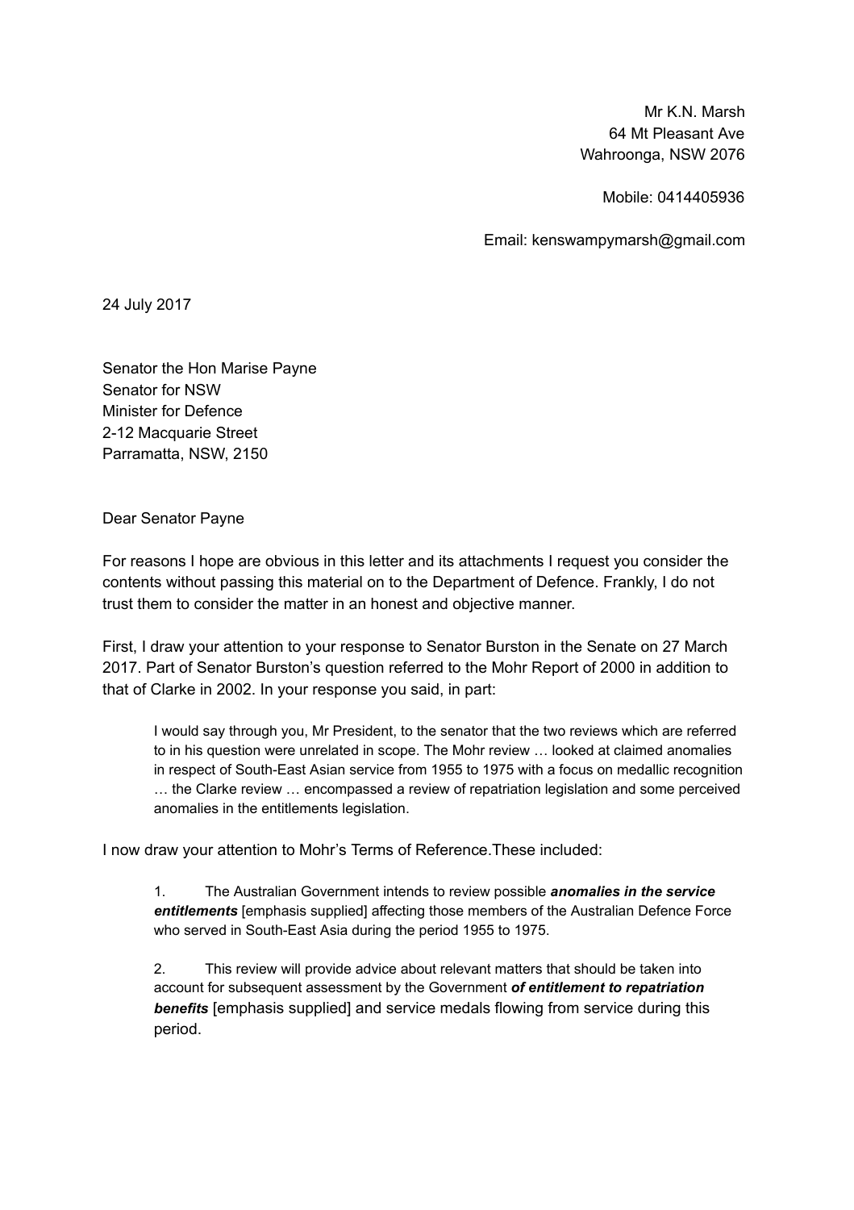Mr K.N. Marsh
64 Mt Pleasant Ave
Wahroonga, NSW 2076

Mobile: 0414405936

Email: kenswampymarsh@gmail.com

24 July 2017

Senator the Hon Marise Payne
Senator for NSW
Minister for Defence
2-12 Macquarie Street
Parramatta, NSW, 2150

Dear Senator Payne

For reasons I hope are obvious in this letter and its attachments I request you consider the contents without passing this material on to the Department of Defence. Frankly, I do not trust them to consider the matter in an honest and objective manner.

First, I draw your attention to your response to Senator Burston in the Senate on 27 March 2017. Part of Senator Burston's question referred to the Mohr Report of 2000 in addition to that of Clarke in 2002. In your response you said, in part:

> I would say through you, Mr President, to the senator that the two reviews which are referred to in his question were unrelated in scope. The Mohr review … looked at claimed anomalies in respect of South-East Asian service from 1955 to 1975 with a focus on medallic recognition … the Clarke review … encompassed a review of repatriation legislation and some perceived anomalies in the entitlements legislation.

I now draw your attention to Mohr's Terms of Reference.These included:

> 1. The Australian Government intends to review possible ***anomalies in the service entitlements*** [emphasis supplied] affecting those members of the Australian Defence Force who served in South-East Asia during the period 1955 to 1975.
>
> 2. This review will provide advice about relevant matters that should be taken into account for subsequent assessment by the Government ***of entitlement to repatriation benefits*** [emphasis supplied] and service medals flowing from service during this period.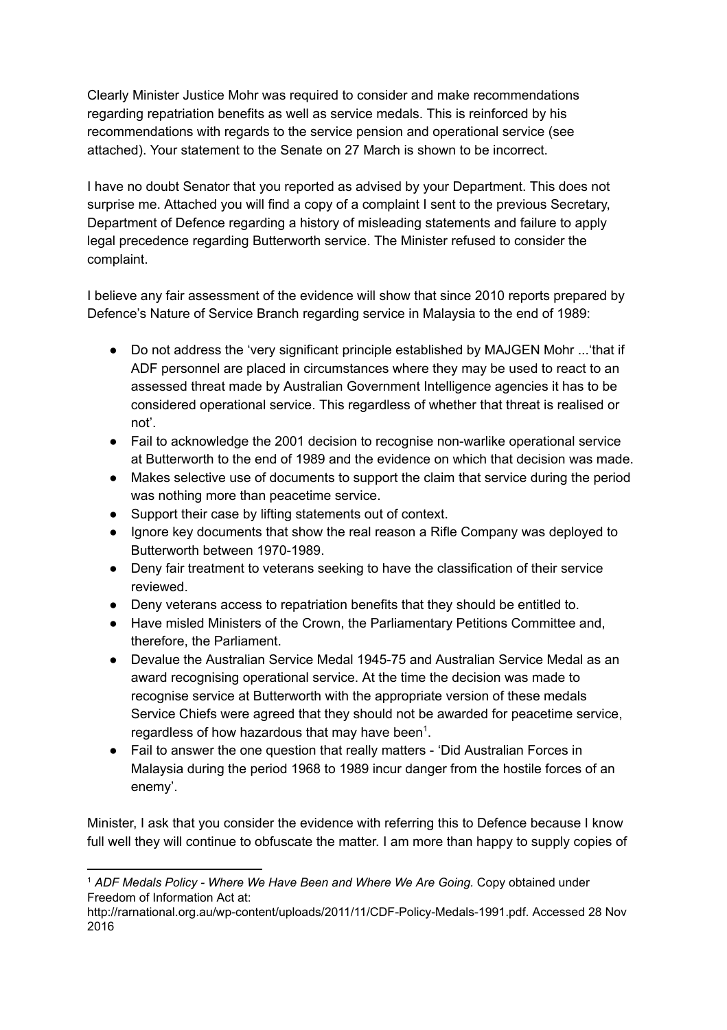Clearly Minister Justice Mohr was required to consider and make recommendations regarding repatriation benefits as well as service medals. This is reinforced by his recommendations with regards to the service pension and operational service (see attached). Your statement to the Senate on 27 March is shown to be incorrect.

I have no doubt Senator that you reported as advised by your Department. This does not surprise me. Attached you will find a copy of a complaint I sent to the previous Secretary, Department of Defence regarding a history of misleading statements and failure to apply legal precedence regarding Butterworth service. The Minister refused to consider the complaint.

I believe any fair assessment of the evidence will show that since 2010 reports prepared by Defence's Nature of Service Branch regarding service in Malaysia to the end of 1989:

- Do not address the 'very significant principle established by MAJGEN Mohr ...'that if ADF personnel are placed in circumstances where they may be used to react to an assessed threat made by Australian Government Intelligence agencies it has to be considered operational service. This regardless of whether that threat is realised or not'.
- Fail to acknowledge the 2001 decision to recognise non-warlike operational service at Butterworth to the end of 1989 and the evidence on which that decision was made.
- Makes selective use of documents to support the claim that service during the period was nothing more than peacetime service.
- Support their case by lifting statements out of context.
- Ignore key documents that show the real reason a Rifle Company was deployed to Butterworth between 1970-1989.
- Deny fair treatment to veterans seeking to have the classification of their service reviewed.
- Deny veterans access to repatriation benefits that they should be entitled to.
- Have misled Ministers of the Crown, the Parliamentary Petitions Committee and, therefore, the Parliament.
- Devalue the Australian Service Medal 1945-75 and Australian Service Medal as an award recognising operational service. At the time the decision was made to recognise service at Butterworth with the appropriate version of these medals Service Chiefs were agreed that they should not be awarded for peacetime service, regardless of how hazardous that may have been[1].
- Fail to answer the one question that really matters - 'Did Australian Forces in Malaysia during the period 1968 to 1989 incur danger from the hostile forces of an enemy'.

Minister, I ask that you consider the evidence with referring this to Defence because I know full well they will continue to obfuscate the matter. I am more than happy to supply copies of

---

[1] *ADF Medals Policy - Where We Have Been and Where We Are Going.* Copy obtained under Freedom of Information Act at: http://rarnational.org.au/wp-content/uploads/2011/11/CDF-Policy-Medals-1991.pdf. Accessed 28 Nov 2016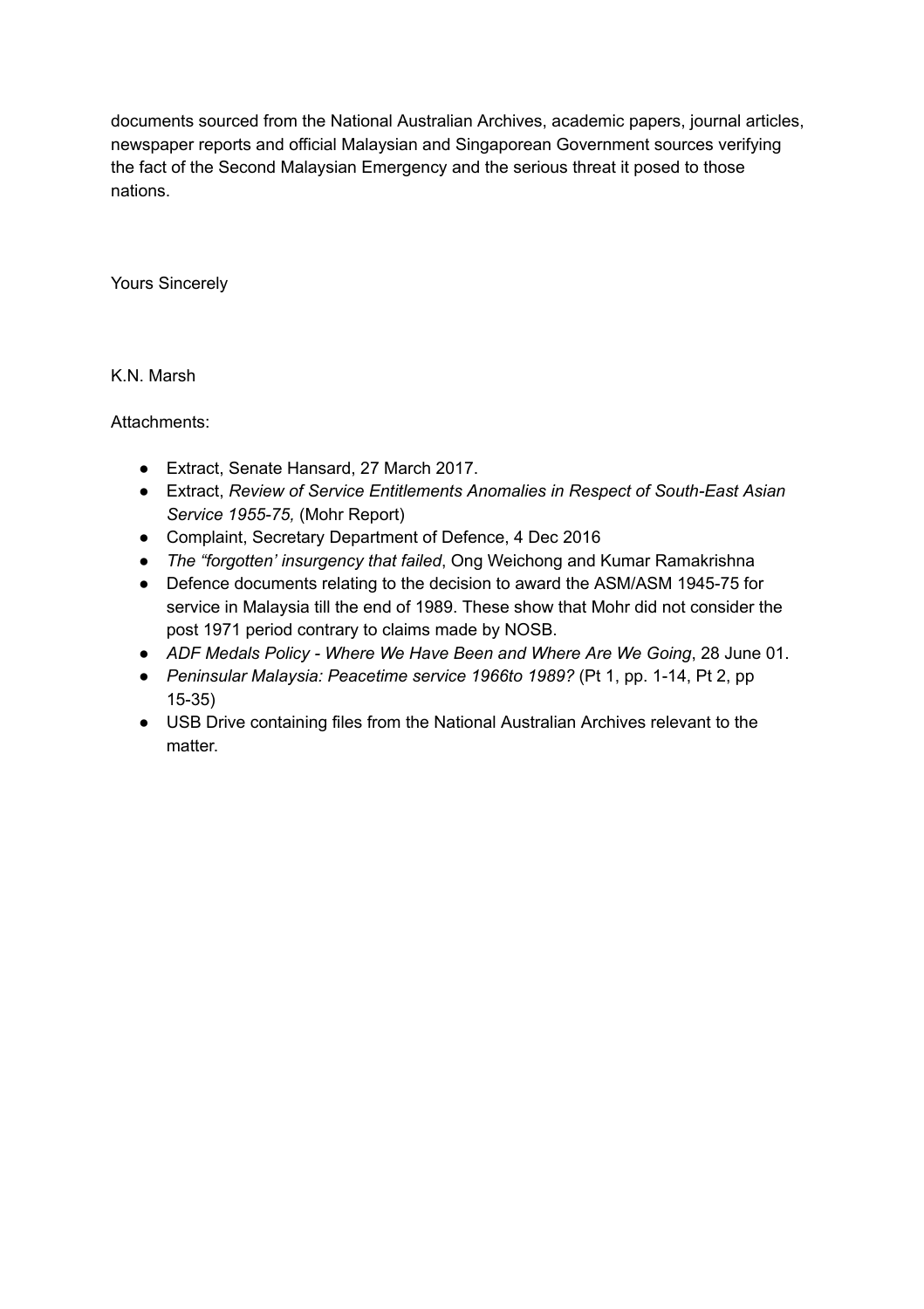documents sourced from the National Australian Archives, academic papers, journal articles, newspaper reports and official Malaysian and Singaporean Government sources verifying the fact of the Second Malaysian Emergency and the serious threat it posed to those nations.

Yours Sincerely

K.N. Marsh

Attachments:

- Extract, Senate Hansard, 27 March 2017.
- Extract, *Review of Service Entitlements Anomalies in Respect of South-East Asian Service 1955-75,* (Mohr Report)
- Complaint, Secretary Department of Defence, 4 Dec 2016
- *The "forgotten' insurgency that failed*, Ong Weichong and Kumar Ramakrishna
- Defence documents relating to the decision to award the ASM/ASM 1945-75 for service in Malaysia till the end of 1989. These show that Mohr did not consider the post 1971 period contrary to claims made by NOSB.
- *ADF Medals Policy - Where We Have Been and Where Are We Going*, 28 June 01.
- *Peninsular Malaysia: Peacetime service 1966to 1989?* (Pt 1, pp. 1-14, Pt 2, pp 15-35)
- USB Drive containing files from the National Australian Archives relevant to the matter.